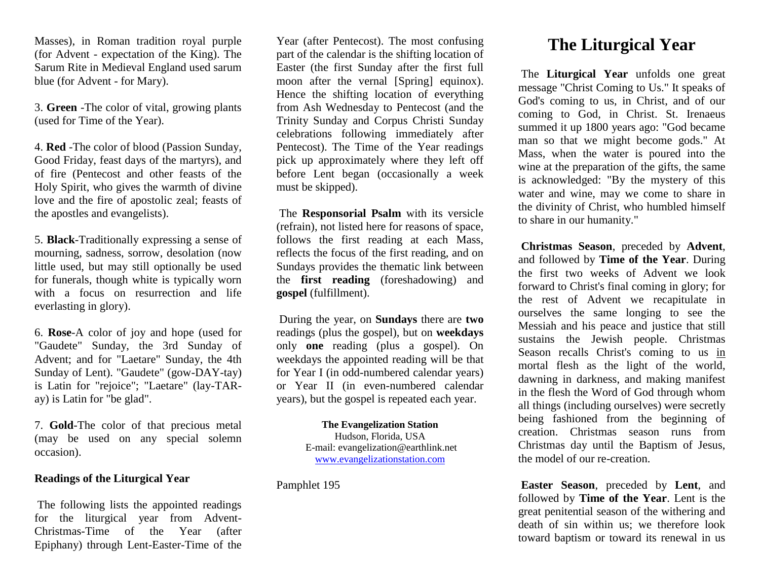Masses), in Roman tradition royal purple (for Advent - expectation of the King). The Sarum Rite in Medieval England used sarum blue (for Advent - for Mary).

3. **Green** -The color of vital, growing plants (used for Time of the Year).

4. **Red** -The color of blood (Passion Sunday, Good Friday, feast days of the martyrs), and of fire (Pentecost and other feasts of the Holy Spirit, who gives the warmth of divine love and the fire of apostolic zeal; feasts of the apostles and evangelists).

5. **Black**-Traditionally expressing a sense of mourning, sadness, sorrow, desolation (now little used, but may still optionally be used for funerals, though white is typically worn with a focus on resurrection and life everlasting in glory).

6. **Rose**-A color of joy and hope (used for "Gaudete" Sunday, the 3rd Sunday of Advent; and for "Laetare" Sunday, the 4th Sunday of Lent). "Gaudete" (gow-DAY-tay) is Latin for "rejoice"; "Laetare" (lay-TAR-ay) is Latin for "be glad".

7. **Gold**-The color of that precious metal (may be used on any special solemn occasion).

**Readings of the Liturgical Year**

The following lists the appointed readings for the liturgical year from Advent-Christmas-Time of the Year (after Epiphany) through Lent-Easter-Time of the Year (after Pentecost). The most confusing part of the calendar is the shifting location of Easter (the first Sunday after the first full moon after the vernal [Spring] equinox). Hence the shifting location of everything from Ash Wednesday to Pentecost (and the Trinity Sunday and Corpus Christi Sunday celebrations following immediately after Pentecost). The Time of the Year readings pick up approximately where they left off before Lent began (occasionally a week must be skipped).

The **Responsorial Psalm** with its versicle (refrain), not listed here for reasons of space, follows the first reading at each Mass, reflects the focus of the first reading, and on Sundays provides the thematic link between the **first reading** (foreshadowing) and **gospel** (fulfillment).

During the year, on **Sundays** there are **two** readings (plus the gospel), but on **weekdays** only **one** reading (plus a gospel). On weekdays the appointed reading will be that for Year I (in odd-numbered calendar years) or Year II (in even-numbered calendar years), but the gospel is repeated each year.

**The Evangelization Station**
Hudson, Florida, USA
E-mail: evangelization@earthlink.net
www.evangelizationstation.com

Pamphlet 195

# The Liturgical Year

The **Liturgical Year** unfolds one great message "Christ Coming to Us." It speaks of God's coming to us, in Christ, and of our coming to God, in Christ. St. Irenaeus summed it up 1800 years ago: "God became man so that we might become gods." At Mass, when the water is poured into the wine at the preparation of the gifts, the same is acknowledged: "By the mystery of this water and wine, may we come to share in the divinity of Christ, who humbled himself to share in our humanity."

**Christmas Season**, preceded by **Advent**, and followed by **Time of the Year**. During the first two weeks of Advent we look forward to Christ's final coming in glory; for the rest of Advent we recapitulate in ourselves the same longing to see the Messiah and his peace and justice that still sustains the Jewish people. Christmas Season recalls Christ's coming to us in mortal flesh as the light of the world, dawning in darkness, and making manifest in the flesh the Word of God through whom all things (including ourselves) were secretly being fashioned from the beginning of creation. Christmas season runs from Christmas day until the Baptism of Jesus, the model of our re-creation.

**Easter Season**, preceded by **Lent**, and followed by **Time of the Year**. Lent is the great penitential season of the withering and death of sin within us; we therefore look toward baptism or toward its renewal in us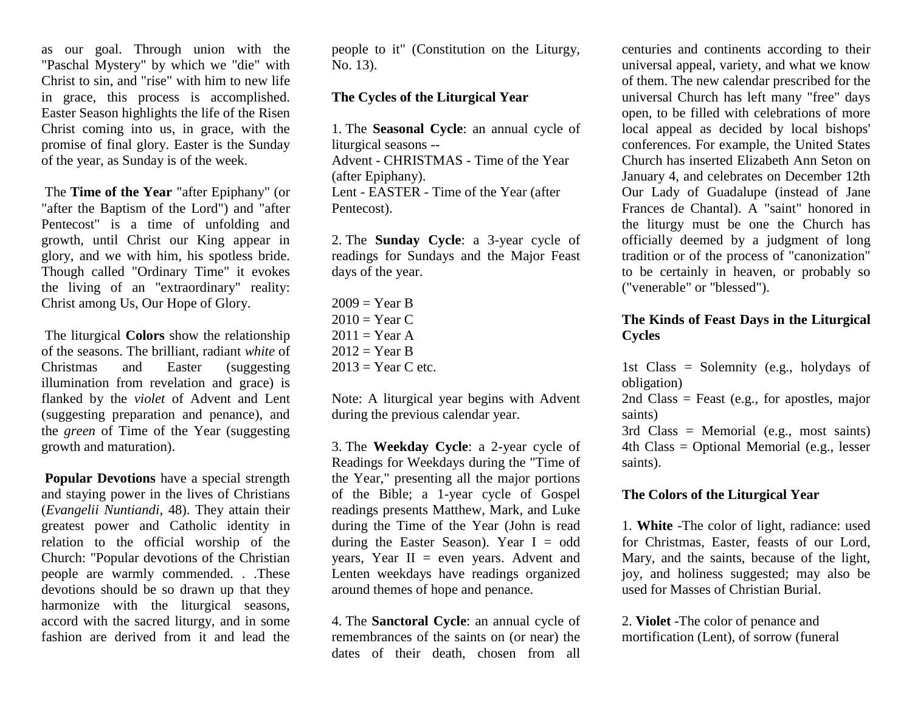as our goal. Through union with the "Paschal Mystery" by which we "die" with Christ to sin, and "rise" with him to new life in grace, this process is accomplished. Easter Season highlights the life of the Risen Christ coming into us, in grace, with the promise of final glory. Easter is the Sunday of the year, as Sunday is of the week.

The **Time of the Year** "after Epiphany" (or "after the Baptism of the Lord") and "after Pentecost" is a time of unfolding and growth, until Christ our King appear in glory, and we with him, his spotless bride. Though called "Ordinary Time" it evokes the living of an "extraordinary" reality: Christ among Us, Our Hope of Glory.

The liturgical **Colors** show the relationship of the seasons. The brilliant, radiant *white* of Christmas and Easter (suggesting illumination from revelation and grace) is flanked by the *violet* of Advent and Lent (suggesting preparation and penance), and the *green* of Time of the Year (suggesting growth and maturation).

**Popular Devotions** have a special strength and staying power in the lives of Christians (*Evangelii Nuntiandi*, 48). They attain their greatest power and Catholic identity in relation to the official worship of the Church: "Popular devotions of the Christian people are warmly commended. . .These devotions should be so drawn up that they harmonize with the liturgical seasons, accord with the sacred liturgy, and in some fashion are derived from it and lead the people to it" (Constitution on the Liturgy, No. 13).

### The Cycles of the Liturgical Year

1. The **Seasonal Cycle**: an annual cycle of liturgical seasons --
Advent - CHRISTMAS - Time of the Year (after Epiphany).
Lent - EASTER - Time of the Year (after Pentecost).

2. The **Sunday Cycle**: a 3-year cycle of readings for Sundays and the Major Feast days of the year.

2009 = Year B
2010 = Year C
2011 = Year A
2012 = Year B
2013 = Year C etc.

Note: A liturgical year begins with Advent during the previous calendar year.

3. The **Weekday Cycle**: a 2-year cycle of Readings for Weekdays during the "Time of the Year," presenting all the major portions of the Bible; a 1-year cycle of Gospel readings presents Matthew, Mark, and Luke during the Time of the Year (John is read during the Easter Season). Year I = odd years, Year II = even years. Advent and Lenten weekdays have readings organized around themes of hope and penance.

4. The **Sanctoral Cycle**: an annual cycle of remembrances of the saints on (or near) the dates of their death, chosen from all centuries and continents according to their universal appeal, variety, and what we know of them. The new calendar prescribed for the universal Church has left many "free" days open, to be filled with celebrations of more local appeal as decided by local bishops' conferences. For example, the United States Church has inserted Elizabeth Ann Seton on January 4, and celebrates on December 12th Our Lady of Guadalupe (instead of Jane Frances de Chantal). A "saint" honored in the liturgy must be one the Church has officially deemed by a judgment of long tradition or of the process of "canonization" to be certainly in heaven, or probably so ("venerable" or "blessed").

### The Kinds of Feast Days in the Liturgical Cycles

1st Class = Solemnity (e.g., holydays of obligation)
2nd Class = Feast (e.g., for apostles, major saints)
3rd Class = Memorial (e.g., most saints)
4th Class = Optional Memorial (e.g., lesser saints).

### The Colors of the Liturgical Year

1. **White** -The color of light, radiance: used for Christmas, Easter, feasts of our Lord, Mary, and the saints, because of the light, joy, and holiness suggested; may also be used for Masses of Christian Burial.

2. **Violet** -The color of penance and mortification (Lent), of sorrow (funeral